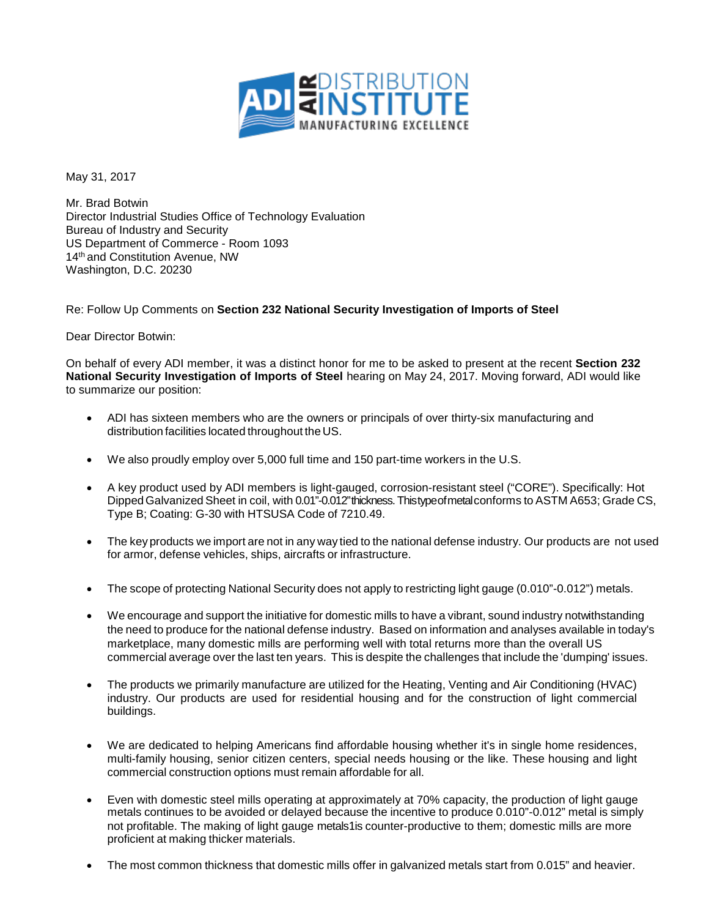AIR DISTRIBUTION INSTITUTE
MANUFACTURING EXCELLENCE

May 31, 2017

Mr. Brad Botwin
Director Industrial Studies Office of Technology Evaluation
Bureau of Industry and Security
US Department of Commerce - Room 1093
14th and Constitution Avenue, NW
Washington, D.C. 20230

Re: Follow Up Comments on **Section 232 National Security Investigation of Imports of Steel**

Dear Director Botwin:

On behalf of every ADI member, it was a distinct honor for me to be asked to present at the recent **Section 232 National Security Investigation of Imports of Steel** hearing on May 24, 2017. Moving forward, ADI would like to summarize our position:

- ADI has sixteen members who are the owners or principals of over thirty-six manufacturing and distribution facilities located throughout the US.
- We also proudly employ over 5,000 full time and 150 part-time workers in the U.S.
- A key product used by ADI members is light-gauged, corrosion-resistant steel ("CORE"). Specifically: Hot Dipped Galvanized Sheet in coil, with 0.01"-0.012" thickness. This type of metal conforms to ASTM A653; Grade CS, Type B; Coating: G-30 with HTSUSA Code of 7210.49.
- The key products we import are not in any way tied to the national defense industry. Our products are not used for armor, defense vehicles, ships, aircrafts or infrastructure.
- The scope of protecting National Security does not apply to restricting light gauge (0.010"-0.012") metals.
- We encourage and support the initiative for domestic mills to have a vibrant, sound industry notwithstanding the need to produce for the national defense industry. Based on information and analyses available in today's marketplace, many domestic mills are performing well with total returns more than the overall US commercial average over the last ten years. This is despite the challenges that include the 'dumping' issues.
- The products we primarily manufacture are utilized for the Heating, Venting and Air Conditioning (HVAC) industry. Our products are used for residential housing and for the construction of light commercial buildings.
- We are dedicated to helping Americans find affordable housing whether it's in single home residences, multi-family housing, senior citizen centers, special needs housing or the like. These housing and light commercial construction options must remain affordable for all.
- Even with domestic steel mills operating at approximately at 70% capacity, the production of light gauge metals continues to be avoided or delayed because the incentive to produce 0.010"-0.012" metal is simply not profitable. The making of light gauge metals1is counter-productive to them; domestic mills are more proficient at making thicker materials.
- The most common thickness that domestic mills offer in galvanized metals start from 0.015" and heavier.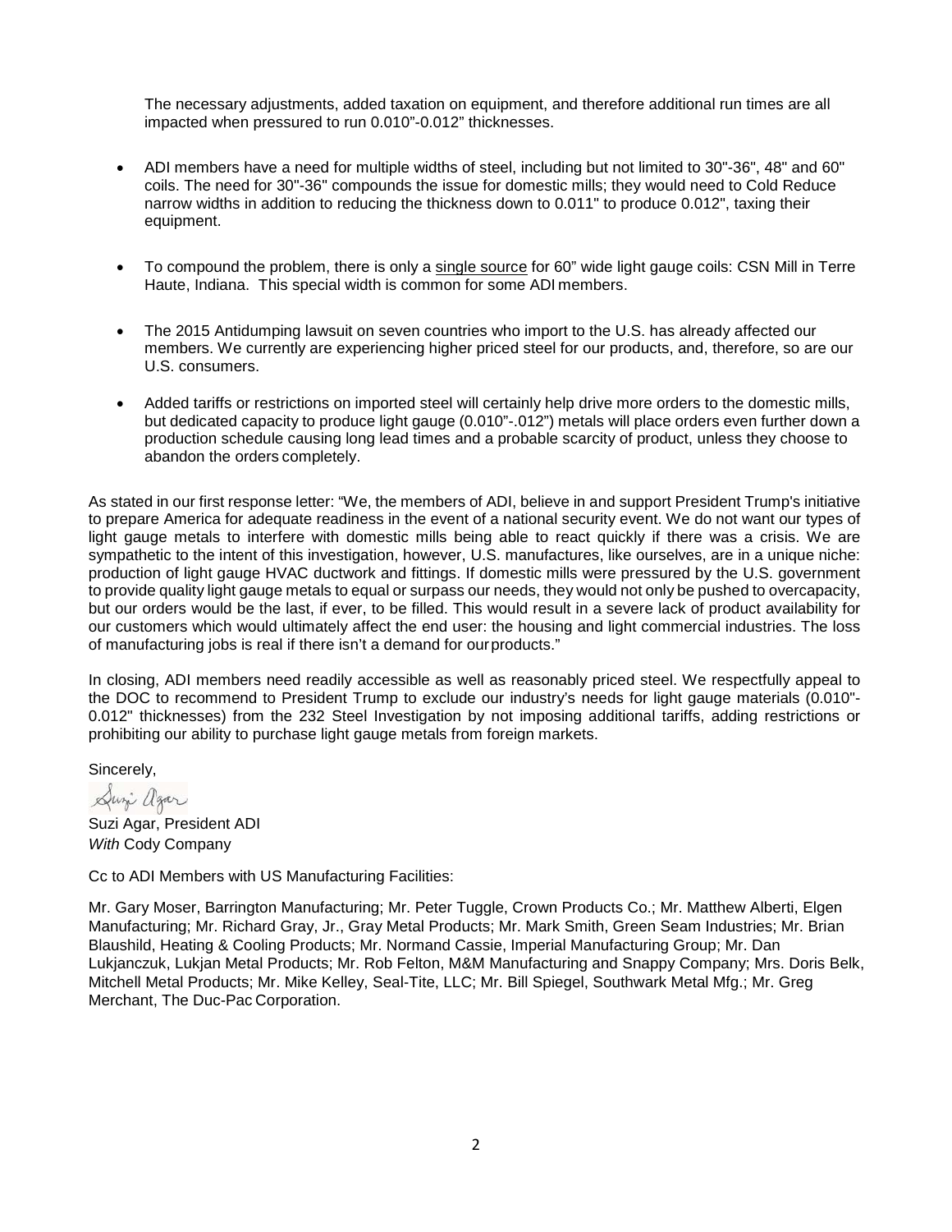The necessary adjustments, added taxation on equipment, and therefore additional run times are all impacted when pressured to run 0.010"-0.012" thicknesses.

- ADI members have a need for multiple widths of steel, including but not limited to 30"-36", 48" and 60" coils. The need for 30"-36" compounds the issue for domestic mills; they would need to Cold Reduce narrow widths in addition to reducing the thickness down to 0.011" to produce 0.012", taxing their equipment.
- To compound the problem, there is only a single source for 60" wide light gauge coils: CSN Mill in Terre Haute, Indiana. This special width is common for some ADI members.
- The 2015 Antidumping lawsuit on seven countries who import to the U.S. has already affected our members. We currently are experiencing higher priced steel for our products, and, therefore, so are our U.S. consumers.
- Added tariffs or restrictions on imported steel will certainly help drive more orders to the domestic mills, but dedicated capacity to produce light gauge (0.010"-.012") metals will place orders even further down a production schedule causing long lead times and a probable scarcity of product, unless they choose to abandon the orders completely.

As stated in our first response letter: "We, the members of ADI, believe in and support President Trump's initiative to prepare America for adequate readiness in the event of a national security event. We do not want our types of light gauge metals to interfere with domestic mills being able to react quickly if there was a crisis. We are sympathetic to the intent of this investigation, however, U.S. manufactures, like ourselves, are in a unique niche: production of light gauge HVAC ductwork and fittings. If domestic mills were pressured by the U.S. government to provide quality light gauge metals to equal or surpass our needs, they would not only be pushed to overcapacity, but our orders would be the last, if ever, to be filled. This would result in a severe lack of product availability for our customers which would ultimately affect the end user: the housing and light commercial industries. The loss of manufacturing jobs is real if there isn't a demand for our products."

In closing, ADI members need readily accessible as well as reasonably priced steel. We respectfully appeal to the DOC to recommend to President Trump to exclude our industry's needs for light gauge materials (0.010"-0.012" thicknesses) from the 232 Steel Investigation by not imposing additional tariffs, adding restrictions or prohibiting our ability to purchase light gauge metals from foreign markets.

Sincerely,

Suzi Agar

Suzi Agar, President ADI
*With* Cody Company

Cc to ADI Members with US Manufacturing Facilities:

Mr. Gary Moser, Barrington Manufacturing; Mr. Peter Tuggle, Crown Products Co.; Mr. Matthew Alberti, Elgen Manufacturing; Mr. Richard Gray, Jr., Gray Metal Products; Mr. Mark Smith, Green Seam Industries; Mr. Brian Blaushild, Heating & Cooling Products; Mr. Normand Cassie, Imperial Manufacturing Group; Mr. Dan Lukjanczuk, Lukjan Metal Products; Mr. Rob Felton, M&M Manufacturing and Snappy Company; Mrs. Doris Belk, Mitchell Metal Products; Mr. Mike Kelley, Seal-Tite, LLC; Mr. Bill Spiegel, Southwark Metal Mfg.; Mr. Greg Merchant, The Duc-Pac Corporation.